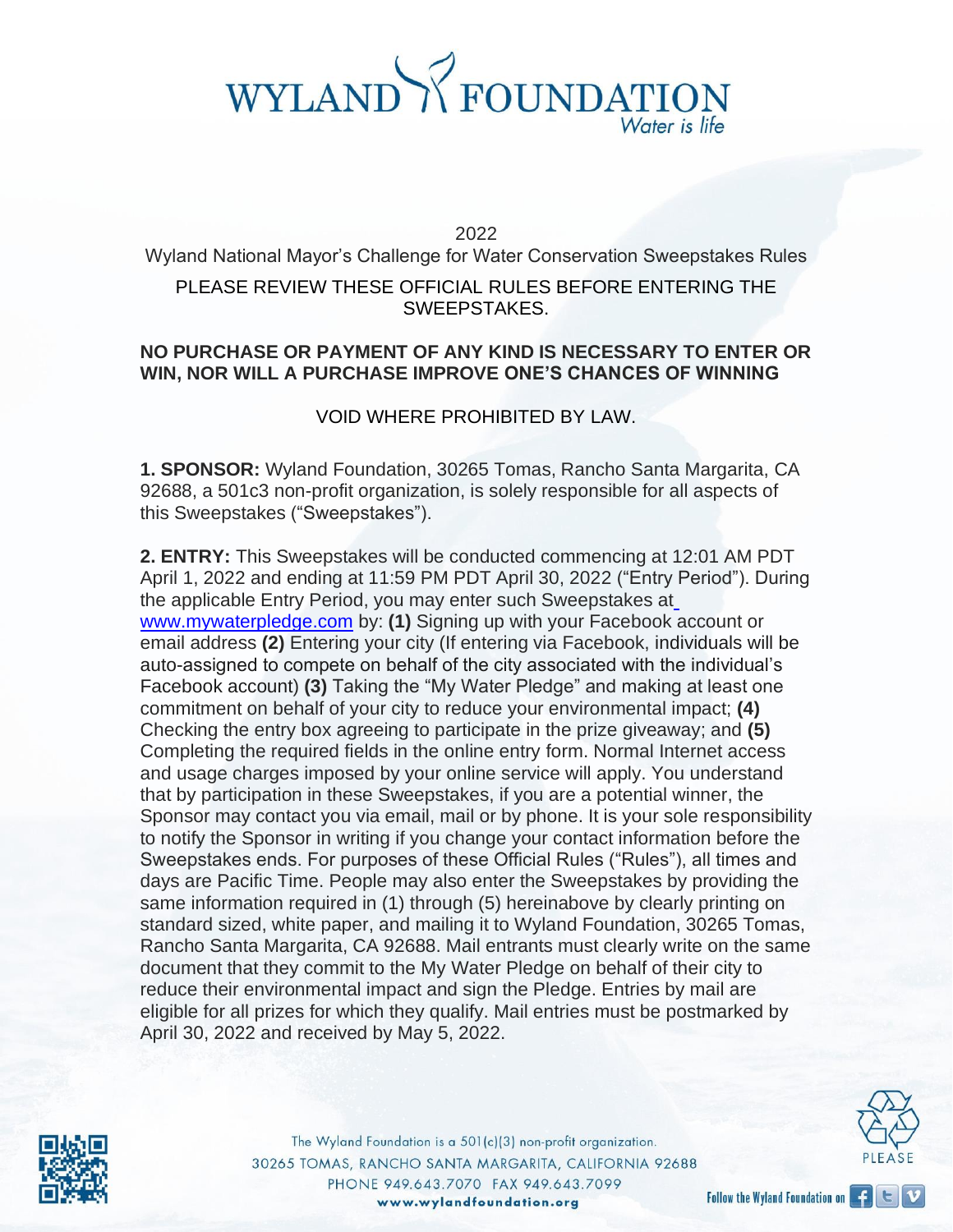# WYLAND FOUNDATION

*Water is life*

2022

Wyland National Mayor's Challenge for Water Conservation Sweepstakes Rules

PLEASE REVIEW THESE OFFICIAL RULES BEFORE ENTERING THE SWEEPSTAKES.

**NO PURCHASE OR PAYMENT OF ANY KIND IS NECESSARY TO ENTER OR WIN, NOR WILL A PURCHASE IMPROVE ONE'S CHANCES OF WINNING**

VOID WHERE PROHIBITED BY LAW.

**1. SPONSOR:** Wyland Foundation, 30265 Tomas, Rancho Santa Margarita, CA 92688, a 501c3 non-profit organization, is solely responsible for all aspects of this Sweepstakes ("Sweepstakes").

**2. ENTRY:** This Sweepstakes will be conducted commencing at 12:01 AM PDT April 1, 2022 and ending at 11:59 PM PDT April 30, 2022 ("Entry Period"). During the applicable Entry Period, you may enter such Sweepstakes at www.mywaterpledge.com by: **(1)** Signing up with your Facebook account or email address **(2)** Entering your city (If entering via Facebook, individuals will be auto-assigned to compete on behalf of the city associated with the individual's Facebook account) **(3)** Taking the "My Water Pledge" and making at least one commitment on behalf of your city to reduce your environmental impact; **(4)** Checking the entry box agreeing to participate in the prize giveaway; and **(5)** Completing the required fields in the online entry form. Normal Internet access and usage charges imposed by your online service will apply. You understand that by participation in these Sweepstakes, if you are a potential winner, the Sponsor may contact you via email, mail or by phone. It is your sole responsibility to notify the Sponsor in writing if you change your contact information before the Sweepstakes ends. For purposes of these Official Rules ("Rules"), all times and days are Pacific Time. People may also enter the Sweepstakes by providing the same information required in (1) through (5) hereinabove by clearly printing on standard sized, white paper, and mailing it to Wyland Foundation, 30265 Tomas, Rancho Santa Margarita, CA 92688. Mail entrants must clearly write on the same document that they commit to the My Water Pledge on behalf of their city to reduce their environmental impact and sign the Pledge. Entries by mail are eligible for all prizes for which they qualify. Mail entries must be postmarked by April 30, 2022 and received by May 5, 2022.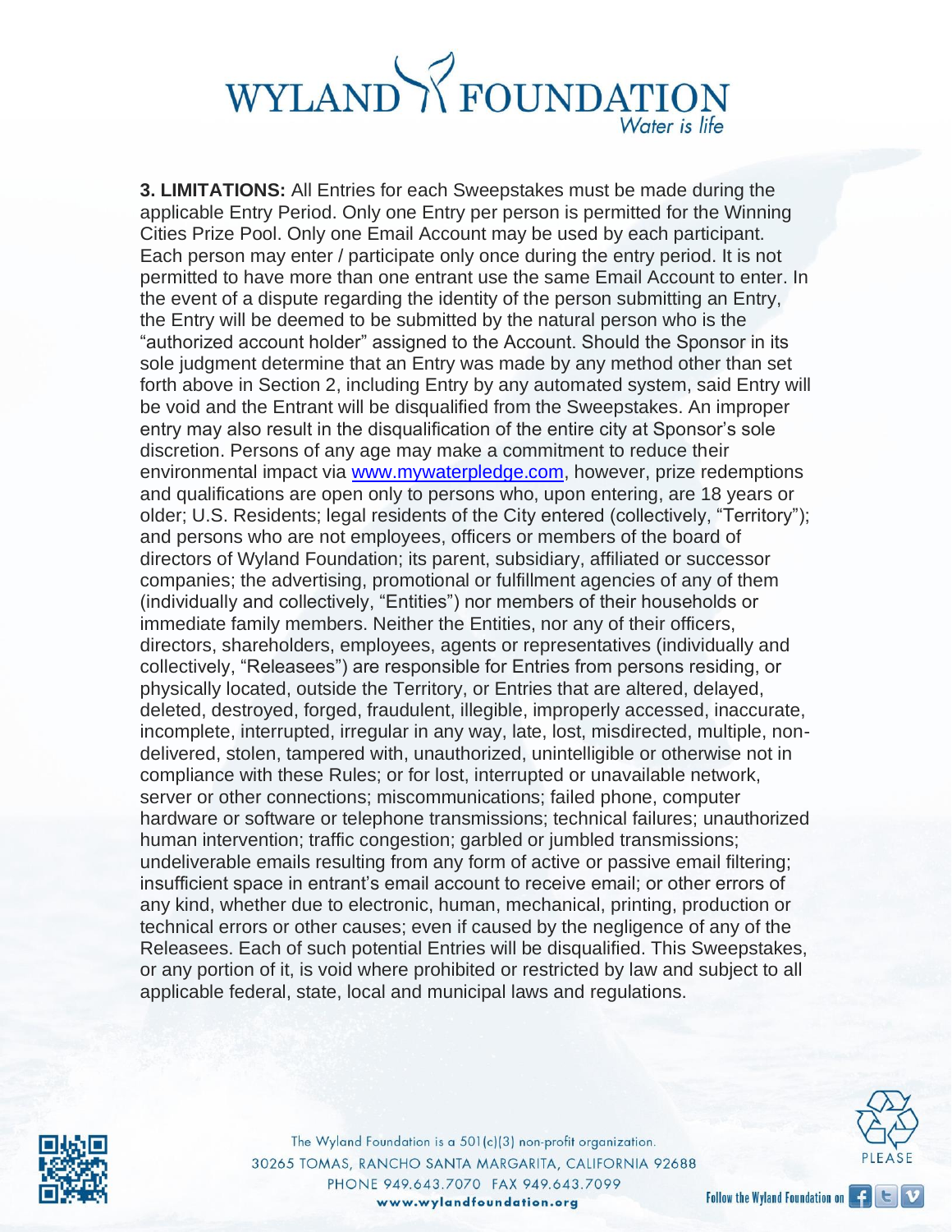**3. LIMITATIONS:** All Entries for each Sweepstakes must be made during the applicable Entry Period. Only one Entry per person is permitted for the Winning Cities Prize Pool. Only one Email Account may be used by each participant. Each person may enter / participate only once during the entry period. It is not permitted to have more than one entrant use the same Email Account to enter. In the event of a dispute regarding the identity of the person submitting an Entry, the Entry will be deemed to be submitted by the natural person who is the "authorized account holder" assigned to the Account. Should the Sponsor in its sole judgment determine that an Entry was made by any method other than set forth above in Section 2, including Entry by any automated system, said Entry will be void and the Entrant will be disqualified from the Sweepstakes. An improper entry may also result in the disqualification of the entire city at Sponsor's sole discretion. Persons of any age may make a commitment to reduce their environmental impact via [www.mywaterpledge.com](http://www.mywaterpledge.com), however, prize redemptions and qualifications are open only to persons who, upon entering, are 18 years or older; U.S. Residents; legal residents of the City entered (collectively, "Territory"); and persons who are not employees, officers or members of the board of directors of Wyland Foundation; its parent, subsidiary, affiliated or successor companies; the advertising, promotional or fulfillment agencies of any of them (individually and collectively, "Entities") nor members of their households or immediate family members. Neither the Entities, nor any of their officers, directors, shareholders, employees, agents or representatives (individually and collectively, "Releasees") are responsible for Entries from persons residing, or physically located, outside the Territory, or Entries that are altered, delayed, deleted, destroyed, forged, fraudulent, illegible, improperly accessed, inaccurate, incomplete, interrupted, irregular in any way, late, lost, misdirected, multiple, non-delivered, stolen, tampered with, unauthorized, unintelligible or otherwise not in compliance with these Rules; or for lost, interrupted or unavailable network, server or other connections; miscommunications; failed phone, computer hardware or software or telephone transmissions; technical failures; unauthorized human intervention; traffic congestion; garbled or jumbled transmissions; undeliverable emails resulting from any form of active or passive email filtering; insufficient space in entrant's email account to receive email; or other errors of any kind, whether due to electronic, human, mechanical, printing, production or technical errors or other causes; even if caused by the negligence of any of the Releasees. Each of such potential Entries will be disqualified. This Sweepstakes, or any portion of it, is void where prohibited or restricted by law and subject to all applicable federal, state, local and municipal laws and regulations.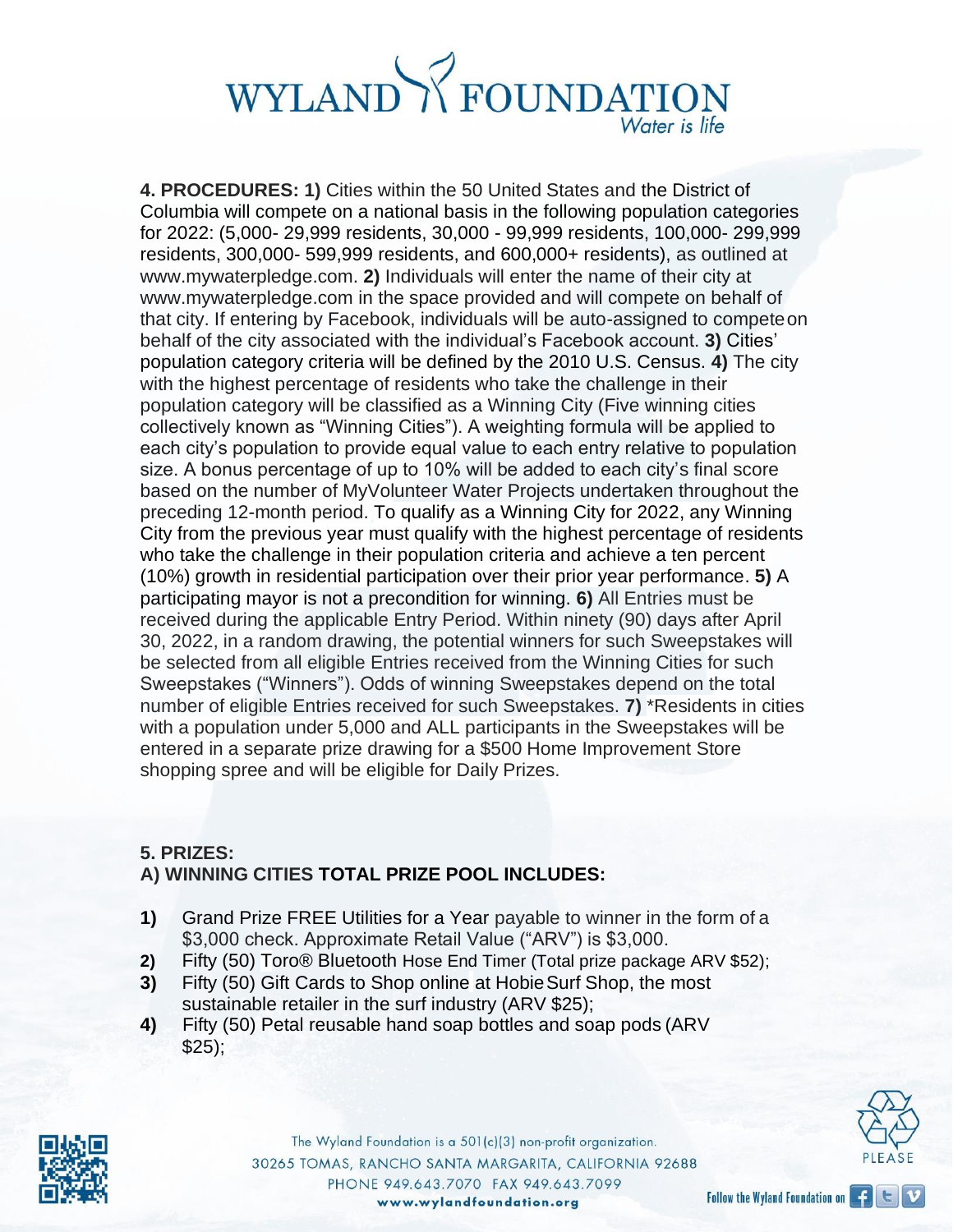**4. PROCEDURES: 1)** Cities within the 50 United States and the District of Columbia will compete on a national basis in the following population categories for 2022: (5,000- 29,999 residents, 30,000 - 99,999 residents, 100,000- 299,999 residents, 300,000- 599,999 residents, and 600,000+ residents), as outlined at www.mywaterpledge.com. **2)** Individuals will enter the name of their city at www.mywaterpledge.com in the space provided and will compete on behalf of that city. If entering by Facebook, individuals will be auto-assigned to compete on behalf of the city associated with the individual's Facebook account. **3)** Cities' population category criteria will be defined by the 2010 U.S. Census. **4)** The city with the highest percentage of residents who take the challenge in their population category will be classified as a Winning City (Five winning cities collectively known as "Winning Cities"). A weighting formula will be applied to each city's population to provide equal value to each entry relative to population size. A bonus percentage of up to 10% will be added to each city's final score based on the number of MyVolunteer Water Projects undertaken throughout the preceding 12-month period. To qualify as a Winning City for 2022, any Winning City from the previous year must qualify with the highest percentage of residents who take the challenge in their population criteria and achieve a ten percent (10%) growth in residential participation over their prior year performance. **5)** A participating mayor is not a precondition for winning. **6)** All Entries must be received during the applicable Entry Period. Within ninety (90) days after April 30, 2022, in a random drawing, the potential winners for such Sweepstakes will be selected from all eligible Entries received from the Winning Cities for such Sweepstakes ("Winners"). Odds of winning Sweepstakes depend on the total number of eligible Entries received for such Sweepstakes. **7)** *Residents in cities with a population under 5,000 and ALL participants in the Sweepstakes will be entered in a separate prize drawing for a $500 Home Improvement Store shopping spree and will be eligible for Daily Prizes.

**5. PRIZES:**

**A) WINNING CITIES TOTAL PRIZE POOL INCLUDES:**

1) Grand Prize FREE Utilities for a Year payable to winner in the form of a $3,000 check. Approximate Retail Value ("ARV") is $3,000.
2) Fifty (50) Toro® Bluetooth Hose End Timer (Total prize package ARV $52);
3) Fifty (50) Gift Cards to Shop online at Hobie Surf Shop, the most sustainable retailer in the surf industry (ARV $25);
4) Fifty (50) Petal reusable hand soap bottles and soap pods (ARV $25);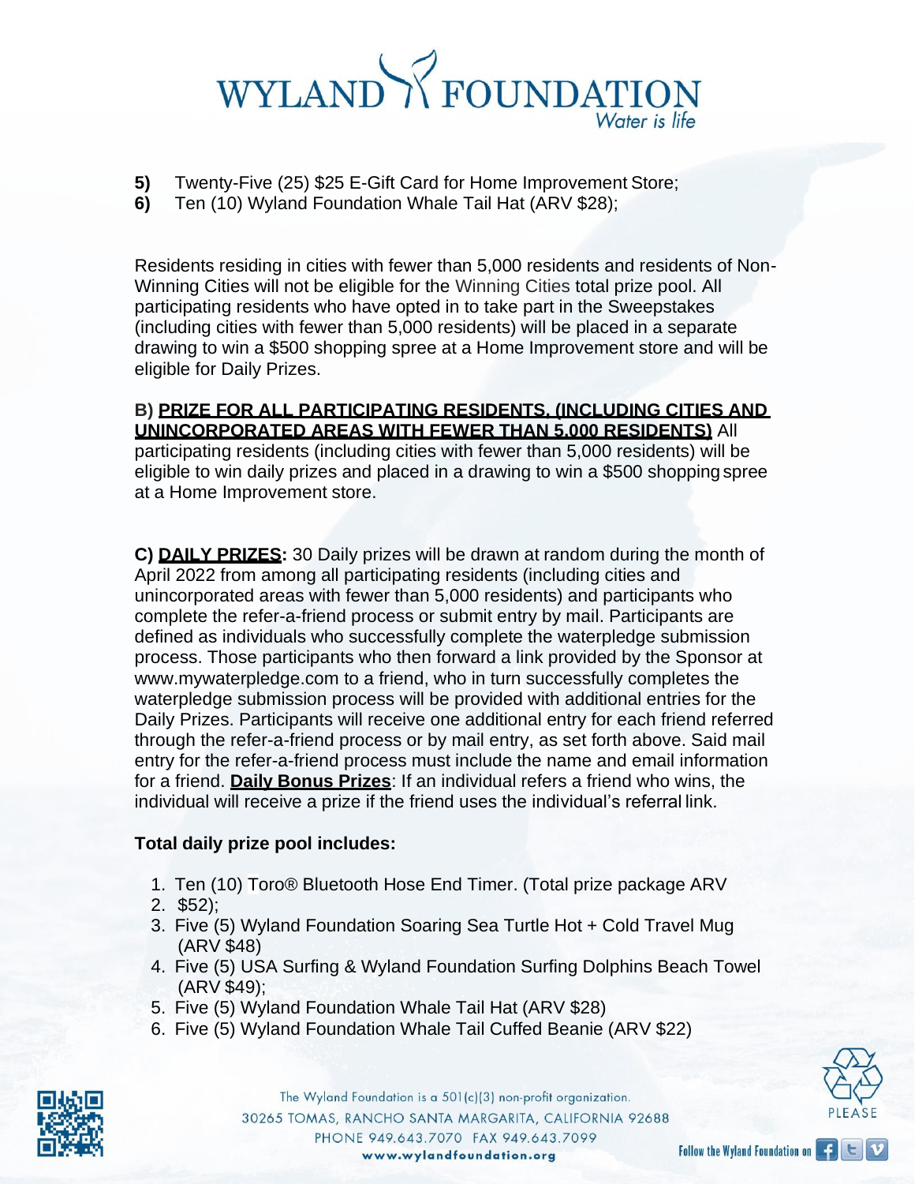**5)** Twenty-Five (25) $25 E-Gift Card for Home Improvement Store;
**6)** Ten (10) Wyland Foundation Whale Tail Hat (ARV $28);

Residents residing in cities with fewer than 5,000 residents and residents of Non-Winning Cities will not be eligible for the Winning Cities total prize pool. All participating residents who have opted in to take part in the Sweepstakes (including cities with fewer than 5,000 residents) will be placed in a separate drawing to win a $500 shopping spree at a Home Improvement store and will be eligible for Daily Prizes.

**B) PRIZE FOR ALL PARTICIPATING RESIDENTS, (INCLUDING CITIES AND UNINCORPORATED AREAS WITH FEWER THAN 5,000 RESIDENTS)** All participating residents (including cities with fewer than 5,000 residents) will be eligible to win daily prizes and placed in a drawing to win a $500 shopping spree at a Home Improvement store.

**C) DAILY PRIZES:** 30 Daily prizes will be drawn at random during the month of April 2022 from among all participating residents (including cities and unincorporated areas with fewer than 5,000 residents) and participants who complete the refer-a-friend process or submit entry by mail. Participants are defined as individuals who successfully complete the waterpledge submission process. Those participants who then forward a link provided by the Sponsor at www.mywaterpledge.com to a friend, who in turn successfully completes the waterpledge submission process will be provided with additional entries for the Daily Prizes. Participants will receive one additional entry for each friend referred through the refer-a-friend process or by mail entry, as set forth above. Said mail entry for the refer-a-friend process must include the name and email information for a friend. **Daily Bonus Prizes**: If an individual refers a friend who wins, the individual will receive a prize if the friend uses the individual's referral link.

**Total daily prize pool includes:**

1. Ten (10) Toro® Bluetooth Hose End Timer. (Total prize package ARV
2. $52);
3. Five (5) Wyland Foundation Soaring Sea Turtle Hot + Cold Travel Mug (ARV $48)
4. Five (5) USA Surfing & Wyland Foundation Surfing Dolphins Beach Towel (ARV $49);
5. Five (5) Wyland Foundation Whale Tail Hat (ARV $28)
6. Five (5) Wyland Foundation Whale Tail Cuffed Beanie (ARV $22)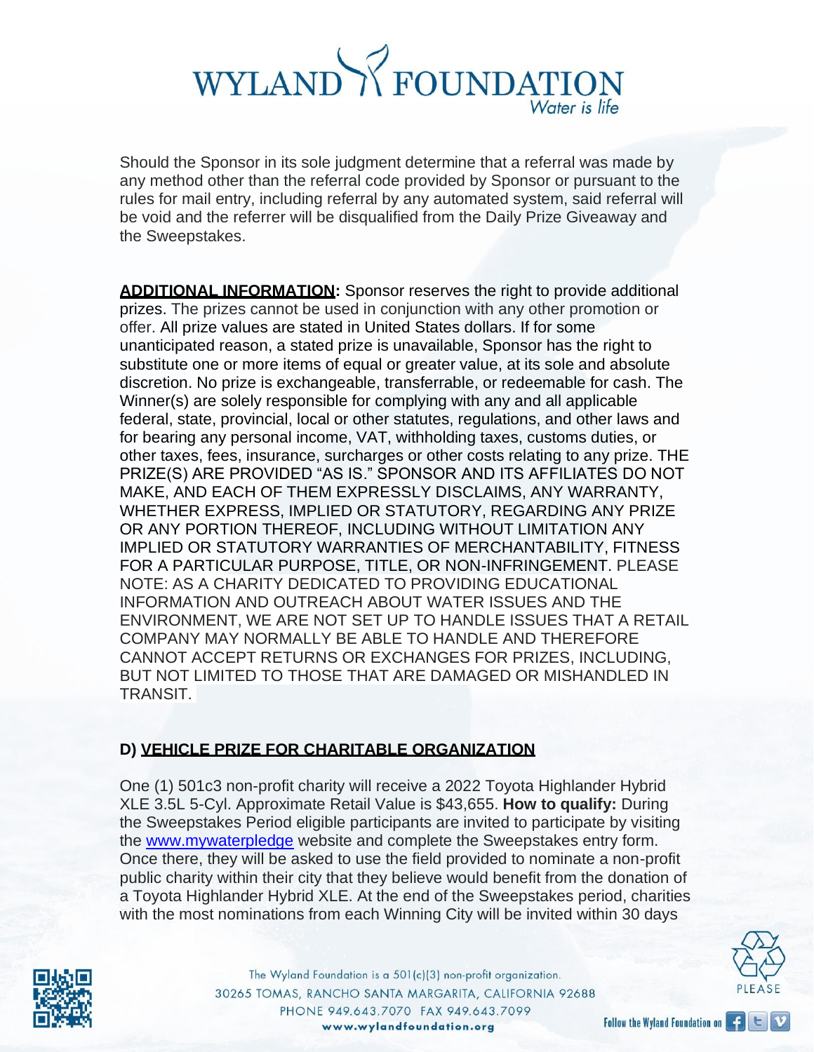Should the Sponsor in its sole judgment determine that a referral was made by any method other than the referral code provided by Sponsor or pursuant to the rules for mail entry, including referral by any automated system, said referral will be void and the referrer will be disqualified from the Daily Prize Giveaway and the Sweepstakes.

**ADDITIONAL INFORMATION:** Sponsor reserves the right to provide additional prizes. The prizes cannot be used in conjunction with any other promotion or offer. All prize values are stated in United States dollars. If for some unanticipated reason, a stated prize is unavailable, Sponsor has the right to substitute one or more items of equal or greater value, at its sole and absolute discretion. No prize is exchangeable, transferrable, or redeemable for cash. The Winner(s) are solely responsible for complying with any and all applicable federal, state, provincial, local or other statutes, regulations, and other laws and for bearing any personal income, VAT, withholding taxes, customs duties, or other taxes, fees, insurance, surcharges or other costs relating to any prize. THE PRIZE(S) ARE PROVIDED "AS IS." SPONSOR AND ITS AFFILIATES DO NOT MAKE, AND EACH OF THEM EXPRESSLY DISCLAIMS, ANY WARRANTY, WHETHER EXPRESS, IMPLIED OR STATUTORY, REGARDING ANY PRIZE OR ANY PORTION THEREOF, INCLUDING WITHOUT LIMITATION ANY IMPLIED OR STATUTORY WARRANTIES OF MERCHANTABILITY, FITNESS FOR A PARTICULAR PURPOSE, TITLE, OR NON-INFRINGEMENT. PLEASE NOTE: AS A CHARITY DEDICATED TO PROVIDING EDUCATIONAL INFORMATION AND OUTREACH ABOUT WATER ISSUES AND THE ENVIRONMENT, WE ARE NOT SET UP TO HANDLE ISSUES THAT A RETAIL COMPANY MAY NORMALLY BE ABLE TO HANDLE AND THEREFORE CANNOT ACCEPT RETURNS OR EXCHANGES FOR PRIZES, INCLUDING, BUT NOT LIMITED TO THOSE THAT ARE DAMAGED OR MISHANDLED IN TRANSIT.

## D) VEHICLE PRIZE FOR CHARITABLE ORGANIZATION

One (1) 501c3 non-profit charity will receive a 2022 Toyota Highlander Hybrid XLE 3.5L 5-Cyl. Approximate Retail Value is $43,655. **How to qualify:** During the Sweepstakes Period eligible participants are invited to participate by visiting the www.mywaterpledge website and complete the Sweepstakes entry form. Once there, they will be asked to use the field provided to nominate a non-profit public charity within their city that they believe would benefit from the donation of a Toyota Highlander Hybrid XLE. At the end of the Sweepstakes period, charities with the most nominations from each Winning City will be invited within 30 days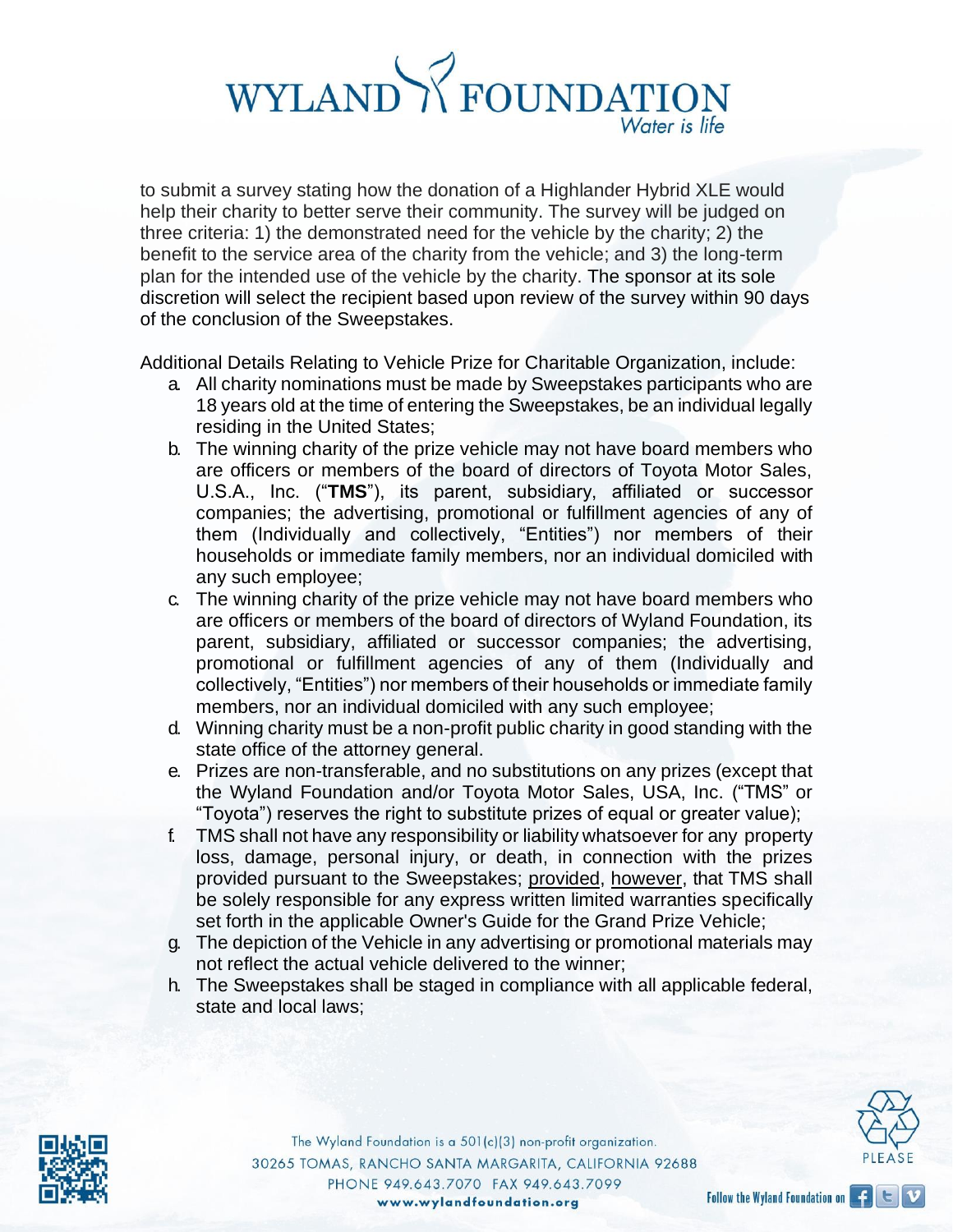to submit a survey stating how the donation of a Highlander Hybrid XLE would help their charity to better serve their community. The survey will be judged on three criteria: 1) the demonstrated need for the vehicle by the charity; 2) the benefit to the service area of the charity from the vehicle; and 3) the long-term plan for the intended use of the vehicle by the charity. The sponsor at its sole discretion will select the recipient based upon review of the survey within 90 days of the conclusion of the Sweepstakes.

Additional Details Relating to Vehicle Prize for Charitable Organization, include:

a. All charity nominations must be made by Sweepstakes participants who are 18 years old at the time of entering the Sweepstakes, be an individual legally residing in the United States;
b. The winning charity of the prize vehicle may not have board members who are officers or members of the board of directors of Toyota Motor Sales, U.S.A., Inc. ("**TMS**"), its parent, subsidiary, affiliated or successor companies; the advertising, promotional or fulfillment agencies of any of them (Individually and collectively, "Entities") nor members of their households or immediate family members, nor an individual domiciled with any such employee;
c. The winning charity of the prize vehicle may not have board members who are officers or members of the board of directors of Wyland Foundation, its parent, subsidiary, affiliated or successor companies; the advertising, promotional or fulfillment agencies of any of them (Individually and collectively, "Entities") nor members of their households or immediate family members, nor an individual domiciled with any such employee;
d. Winning charity must be a non-profit public charity in good standing with the state office of the attorney general.
e. Prizes are non-transferable, and no substitutions on any prizes (except that the Wyland Foundation and/or Toyota Motor Sales, USA, Inc. ("TMS" or "Toyota") reserves the right to substitute prizes of equal or greater value);
f. TMS shall not have any responsibility or liability whatsoever for any property loss, damage, personal injury, or death, in connection with the prizes provided pursuant to the Sweepstakes; provided, however, that TMS shall be solely responsible for any express written limited warranties specifically set forth in the applicable Owner's Guide for the Grand Prize Vehicle;
g. The depiction of the Vehicle in any advertising or promotional materials may not reflect the actual vehicle delivered to the winner;
h. The Sweepstakes shall be staged in compliance with all applicable federal, state and local laws;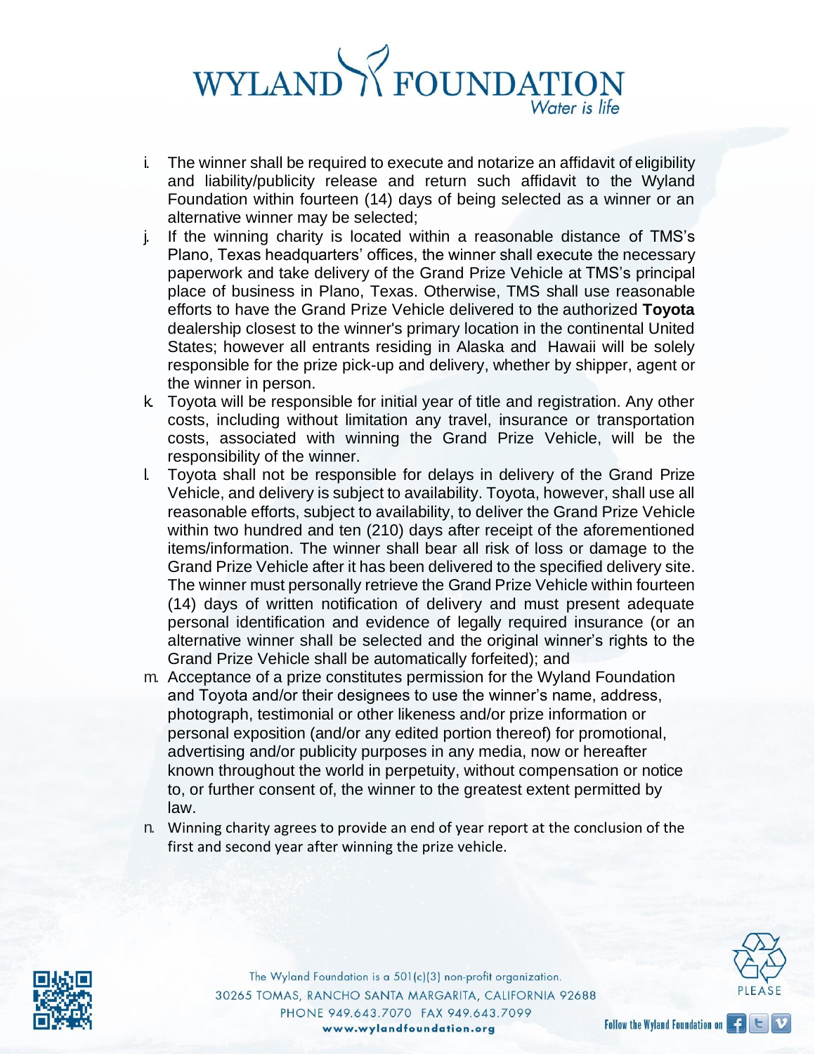i. The winner shall be required to execute and notarize an affidavit of eligibility and liability/publicity release and return such affidavit to the Wyland Foundation within fourteen (14) days of being selected as a winner or an alternative winner may be selected;

j. If the winning charity is located within a reasonable distance of TMS's Plano, Texas headquarters' offices, the winner shall execute the necessary paperwork and take delivery of the Grand Prize Vehicle at TMS's principal place of business in Plano, Texas. Otherwise, TMS shall use reasonable efforts to have the Grand Prize Vehicle delivered to the authorized **Toyota** dealership closest to the winner's primary location in the continental United States; however all entrants residing in Alaska and Hawaii will be solely responsible for the prize pick-up and delivery, whether by shipper, agent or the winner in person.

k. Toyota will be responsible for initial year of title and registration. Any other costs, including without limitation any travel, insurance or transportation costs, associated with winning the Grand Prize Vehicle, will be the responsibility of the winner.

l. Toyota shall not be responsible for delays in delivery of the Grand Prize Vehicle, and delivery is subject to availability. Toyota, however, shall use all reasonable efforts, subject to availability, to deliver the Grand Prize Vehicle within two hundred and ten (210) days after receipt of the aforementioned items/information. The winner shall bear all risk of loss or damage to the Grand Prize Vehicle after it has been delivered to the specified delivery site. The winner must personally retrieve the Grand Prize Vehicle within fourteen (14) days of written notification of delivery and must present adequate personal identification and evidence of legally required insurance (or an alternative winner shall be selected and the original winner's rights to the Grand Prize Vehicle shall be automatically forfeited); and

m. Acceptance of a prize constitutes permission for the Wyland Foundation and Toyota and/or their designees to use the winner's name, address, photograph, testimonial or other likeness and/or prize information or personal exposition (and/or any edited portion thereof) for promotional, advertising and/or publicity purposes in any media, now or hereafter known throughout the world in perpetuity, without compensation or notice to, or further consent of, the winner to the greatest extent permitted by law.

n. Winning charity agrees to provide an end of year report at the conclusion of the first and second year after winning the prize vehicle.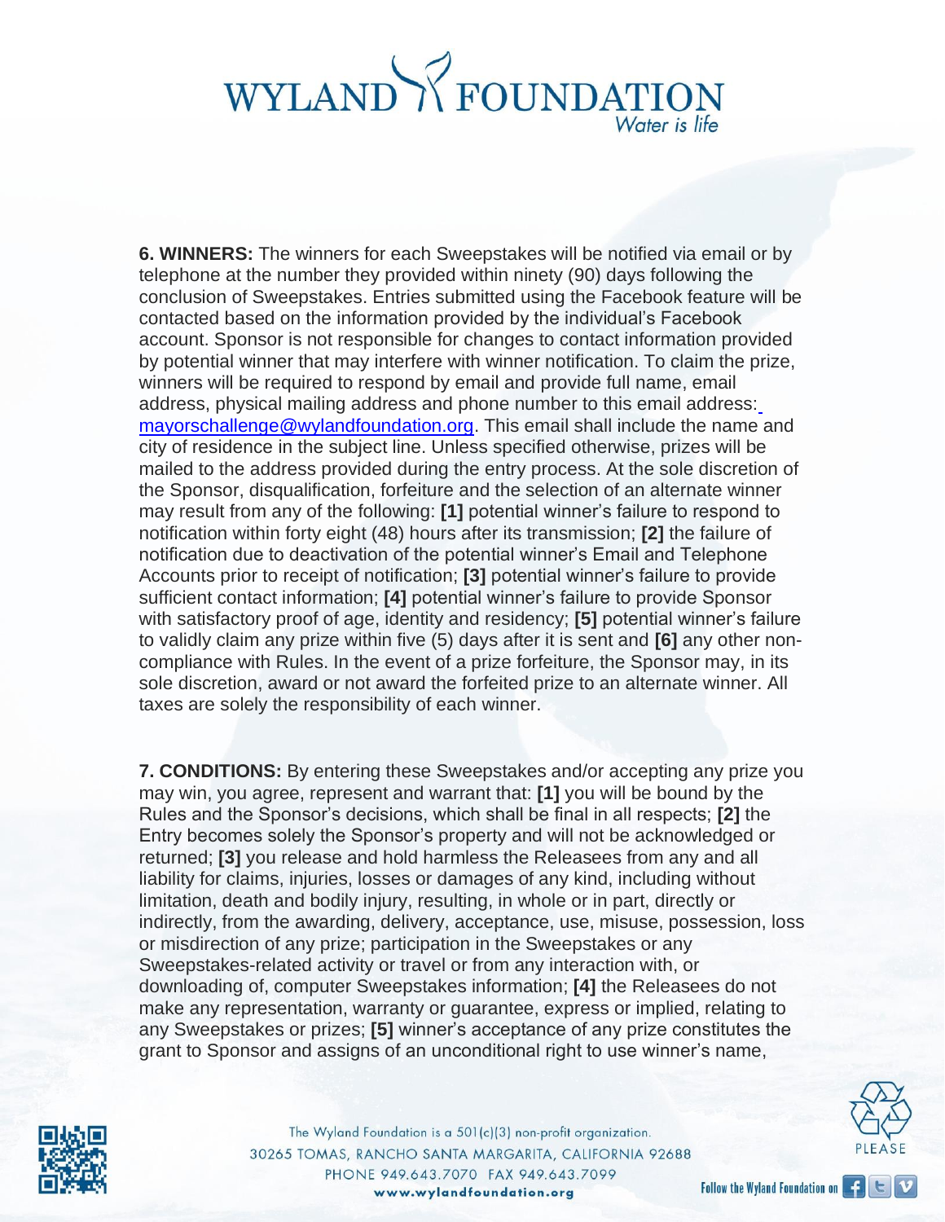**6. WINNERS:** The winners for each Sweepstakes will be notified via email or by telephone at the number they provided within ninety (90) days following the conclusion of Sweepstakes. Entries submitted using the Facebook feature will be contacted based on the information provided by the individual's Facebook account. Sponsor is not responsible for changes to contact information provided by potential winner that may interfere with winner notification. To claim the prize, winners will be required to respond by email and provide full name, email address, physical mailing address and phone number to this email address: mayorschallenge@wylandfoundation.org. This email shall include the name and city of residence in the subject line. Unless specified otherwise, prizes will be mailed to the address provided during the entry process. At the sole discretion of the Sponsor, disqualification, forfeiture and the selection of an alternate winner may result from any of the following: **[1]** potential winner's failure to respond to notification within forty eight (48) hours after its transmission; **[2]** the failure of notification due to deactivation of the potential winner's Email and Telephone Accounts prior to receipt of notification; **[3]** potential winner's failure to provide sufficient contact information; **[4]** potential winner's failure to provide Sponsor with satisfactory proof of age, identity and residency; **[5]** potential winner's failure to validly claim any prize within five (5) days after it is sent and **[6]** any other non-compliance with Rules. In the event of a prize forfeiture, the Sponsor may, in its sole discretion, award or not award the forfeited prize to an alternate winner. All taxes are solely the responsibility of each winner.

**7. CONDITIONS:** By entering these Sweepstakes and/or accepting any prize you may win, you agree, represent and warrant that: **[1]** you will be bound by the Rules and the Sponsor's decisions, which shall be final in all respects; **[2]** the Entry becomes solely the Sponsor's property and will not be acknowledged or returned; **[3]** you release and hold harmless the Releasees from any and all liability for claims, injuries, losses or damages of any kind, including without limitation, death and bodily injury, resulting, in whole or in part, directly or indirectly, from the awarding, delivery, acceptance, use, misuse, possession, loss or misdirection of any prize; participation in the Sweepstakes or any Sweepstakes-related activity or travel or from any interaction with, or downloading of, computer Sweepstakes information; **[4]** the Releasees do not make any representation, warranty or guarantee, express or implied, relating to any Sweepstakes or prizes; **[5]** winner's acceptance of any prize constitutes the grant to Sponsor and assigns of an unconditional right to use winner's name,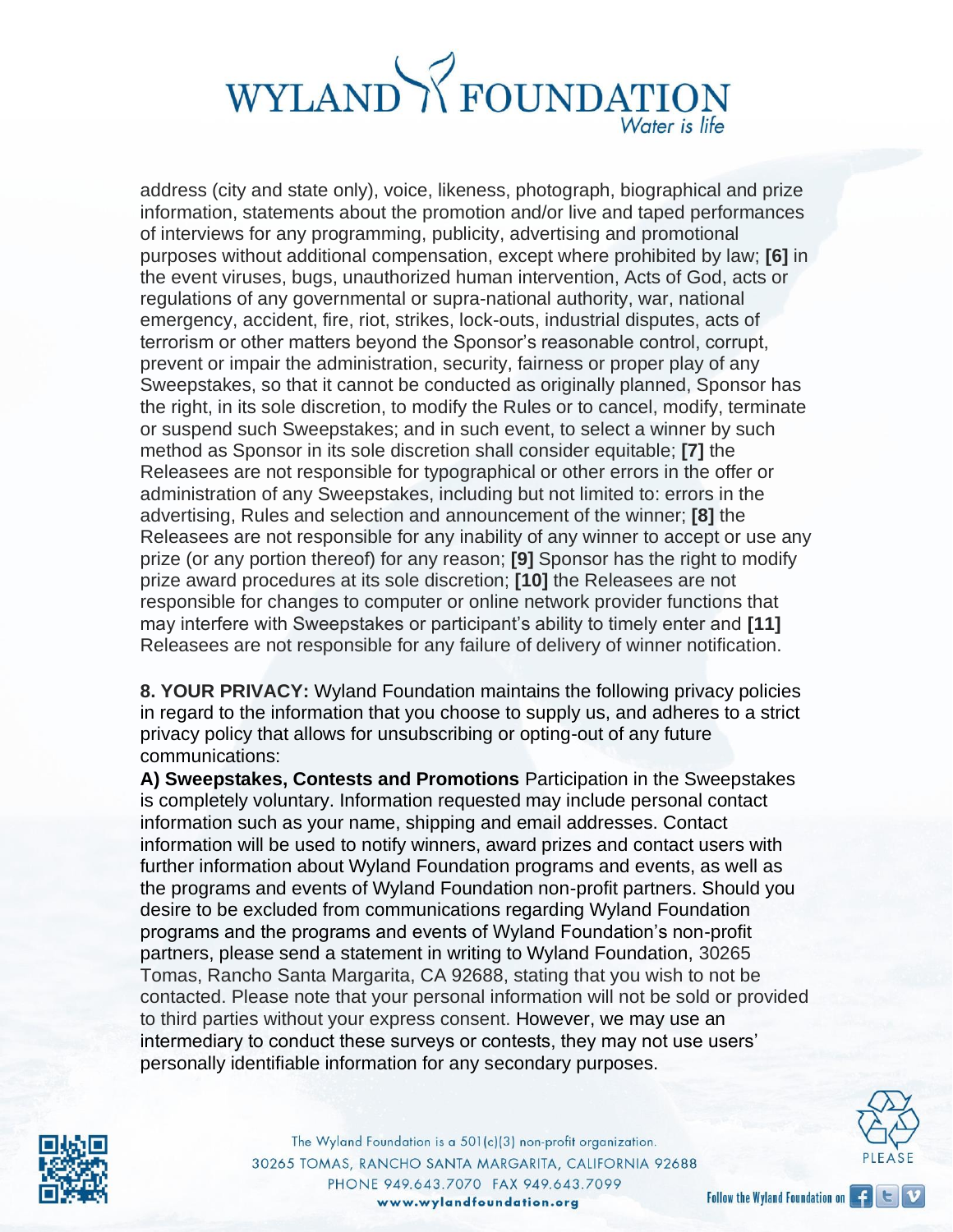address (city and state only), voice, likeness, photograph, biographical and prize information, statements about the promotion and/or live and taped performances of interviews for any programming, publicity, advertising and promotional purposes without additional compensation, except where prohibited by law; **[6]** in the event viruses, bugs, unauthorized human intervention, Acts of God, acts or regulations of any governmental or supra-national authority, war, national emergency, accident, fire, riot, strikes, lock-outs, industrial disputes, acts of terrorism or other matters beyond the Sponsor's reasonable control, corrupt, prevent or impair the administration, security, fairness or proper play of any Sweepstakes, so that it cannot be conducted as originally planned, Sponsor has the right, in its sole discretion, to modify the Rules or to cancel, modify, terminate or suspend such Sweepstakes; and in such event, to select a winner by such method as Sponsor in its sole discretion shall consider equitable; **[7]** the Releasees are not responsible for typographical or other errors in the offer or administration of any Sweepstakes, including but not limited to: errors in the advertising, Rules and selection and announcement of the winner; **[8]** the Releasees are not responsible for any inability of any winner to accept or use any prize (or any portion thereof) for any reason; **[9]** Sponsor has the right to modify prize award procedures at its sole discretion; **[10]** the Releasees are not responsible for changes to computer or online network provider functions that may interfere with Sweepstakes or participant's ability to timely enter and **[11]** Releasees are not responsible for any failure of delivery of winner notification.

**8. YOUR PRIVACY:** Wyland Foundation maintains the following privacy policies in regard to the information that you choose to supply us, and adheres to a strict privacy policy that allows for unsubscribing or opting-out of any future communications:

**A) Sweepstakes, Contests and Promotions** Participation in the Sweepstakes is completely voluntary. Information requested may include personal contact information such as your name, shipping and email addresses. Contact information will be used to notify winners, award prizes and contact users with further information about Wyland Foundation programs and events, as well as the programs and events of Wyland Foundation non-profit partners. Should you desire to be excluded from communications regarding Wyland Foundation programs and the programs and events of Wyland Foundation's non-profit partners, please send a statement in writing to Wyland Foundation, 30265 Tomas, Rancho Santa Margarita, CA 92688, stating that you wish to not be contacted. Please note that your personal information will not be sold or provided to third parties without your express consent. However, we may use an intermediary to conduct these surveys or contests, they may not use users' personally identifiable information for any secondary purposes.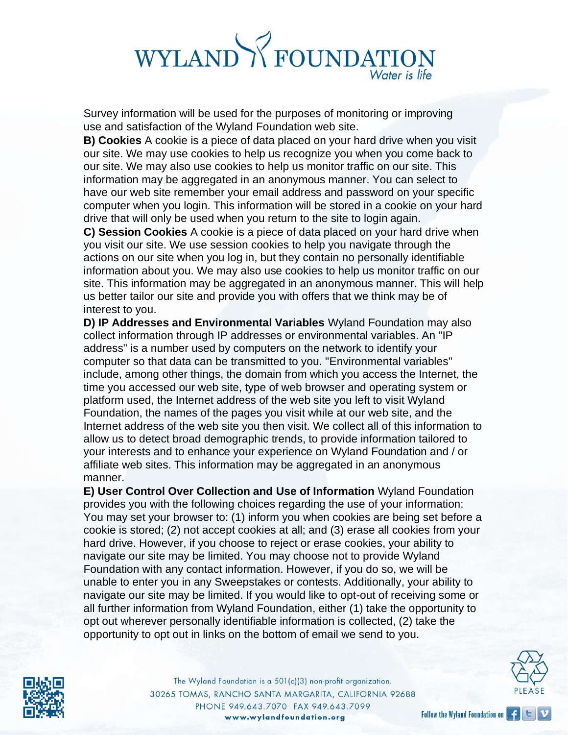Survey information will be used for the purposes of monitoring or improving use and satisfaction of the Wyland Foundation web site.

**B) Cookies** A cookie is a piece of data placed on your hard drive when you visit our site. We may use cookies to help us recognize you when you come back to our site. We may also use cookies to help us monitor traffic on our site. This information may be aggregated in an anonymous manner. You can select to have our web site remember your email address and password on your specific computer when you login. This information will be stored in a cookie on your hard drive that will only be used when you return to the site to login again.

**C) Session Cookies** A cookie is a piece of data placed on your hard drive when you visit our site. We use session cookies to help you navigate through the actions on our site when you log in, but they contain no personally identifiable information about you. We may also use cookies to help us monitor traffic on our site. This information may be aggregated in an anonymous manner. This will help us better tailor our site and provide you with offers that we think may be of interest to you.

**D) IP Addresses and Environmental Variables** Wyland Foundation may also collect information through IP addresses or environmental variables. An "IP address" is a number used by computers on the network to identify your computer so that data can be transmitted to you. "Environmental variables" include, among other things, the domain from which you access the Internet, the time you accessed our web site, type of web browser and operating system or platform used, the Internet address of the web site you left to visit Wyland Foundation, the names of the pages you visit while at our web site, and the Internet address of the web site you then visit. We collect all of this information to allow us to detect broad demographic trends, to provide information tailored to your interests and to enhance your experience on Wyland Foundation and / or affiliate web sites. This information may be aggregated in an anonymous manner.

**E) User Control Over Collection and Use of Information** Wyland Foundation provides you with the following choices regarding the use of your information: You may set your browser to: (1) inform you when cookies are being set before a cookie is stored; (2) not accept cookies at all; and (3) erase all cookies from your hard drive. However, if you choose to reject or erase cookies, your ability to navigate our site may be limited. You may choose not to provide Wyland Foundation with any contact information. However, if you do so, we will be unable to enter you in any Sweepstakes or contests. Additionally, your ability to navigate our site may be limited. If you would like to opt-out of receiving some or all further information from Wyland Foundation, either (1) take the opportunity to opt out wherever personally identifiable information is collected, (2) take the opportunity to opt out in links on the bottom of email we send to you.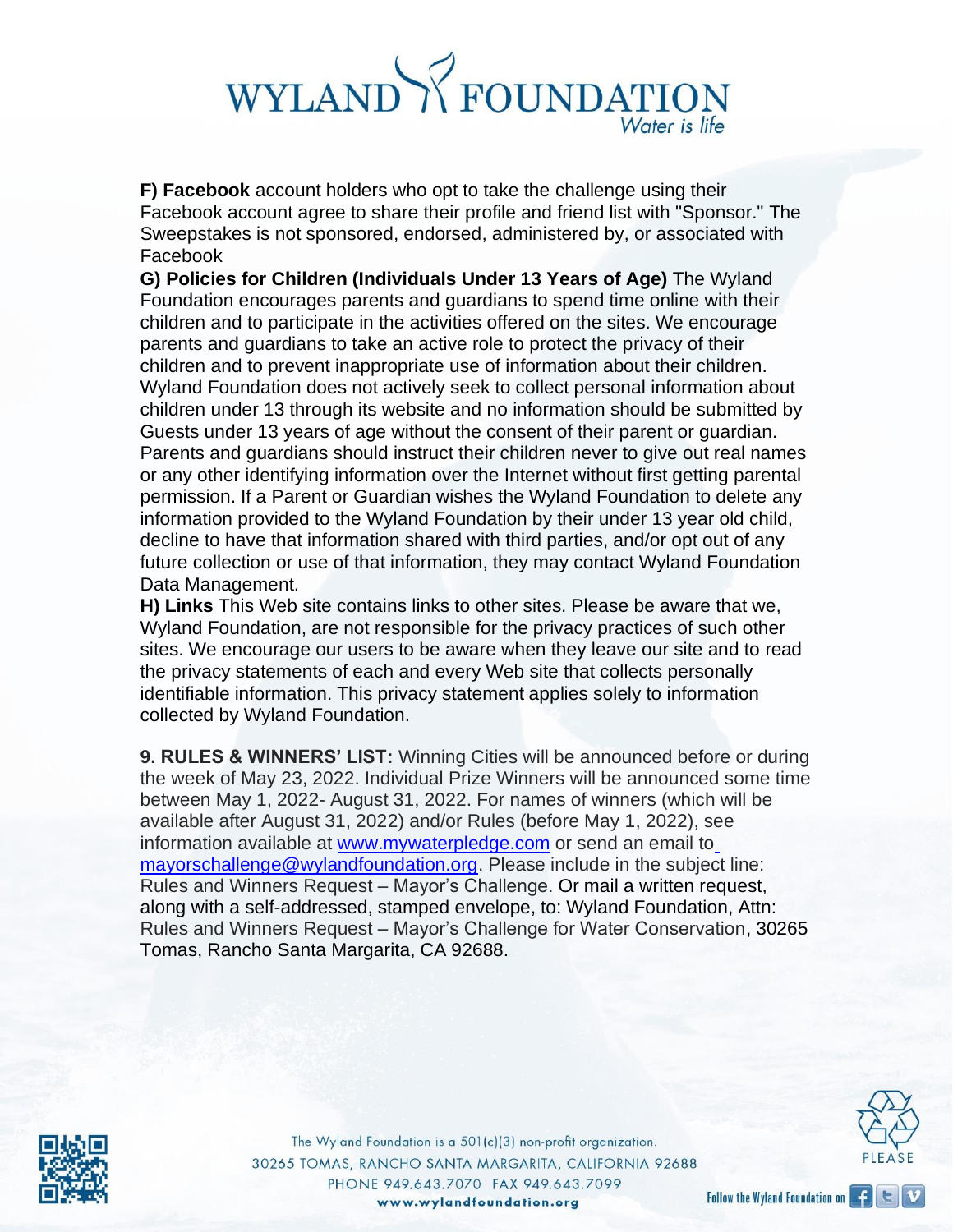**F) Facebook** account holders who opt to take the challenge using their Facebook account agree to share their profile and friend list with "Sponsor." The Sweepstakes is not sponsored, endorsed, administered by, or associated with Facebook

**G) Policies for Children (Individuals Under 13 Years of Age)** The Wyland Foundation encourages parents and guardians to spend time online with their children and to participate in the activities offered on the sites. We encourage parents and guardians to take an active role to protect the privacy of their children and to prevent inappropriate use of information about their children. Wyland Foundation does not actively seek to collect personal information about children under 13 through its website and no information should be submitted by Guests under 13 years of age without the consent of their parent or guardian. Parents and guardians should instruct their children never to give out real names or any other identifying information over the Internet without first getting parental permission. If a Parent or Guardian wishes the Wyland Foundation to delete any information provided to the Wyland Foundation by their under 13 year old child, decline to have that information shared with third parties, and/or opt out of any future collection or use of that information, they may contact Wyland Foundation Data Management.

**H) Links** This Web site contains links to other sites. Please be aware that we, Wyland Foundation, are not responsible for the privacy practices of such other sites. We encourage our users to be aware when they leave our site and to read the privacy statements of each and every Web site that collects personally identifiable information. This privacy statement applies solely to information collected by Wyland Foundation.

**9. RULES & WINNERS' LIST:** Winning Cities will be announced before or during the week of May 23, 2022. Individual Prize Winners will be announced some time between May 1, 2022- August 31, 2022. For names of winners (which will be available after August 31, 2022) and/or Rules (before May 1, 2022), see information available at www.mywaterpledge.com or send an email to mayorschallenge@wylandfoundation.org. Please include in the subject line: Rules and Winners Request – Mayor's Challenge. Or mail a written request, along with a self-addressed, stamped envelope, to: Wyland Foundation, Attn: Rules and Winners Request – Mayor's Challenge for Water Conservation, 30265 Tomas, Rancho Santa Margarita, CA 92688.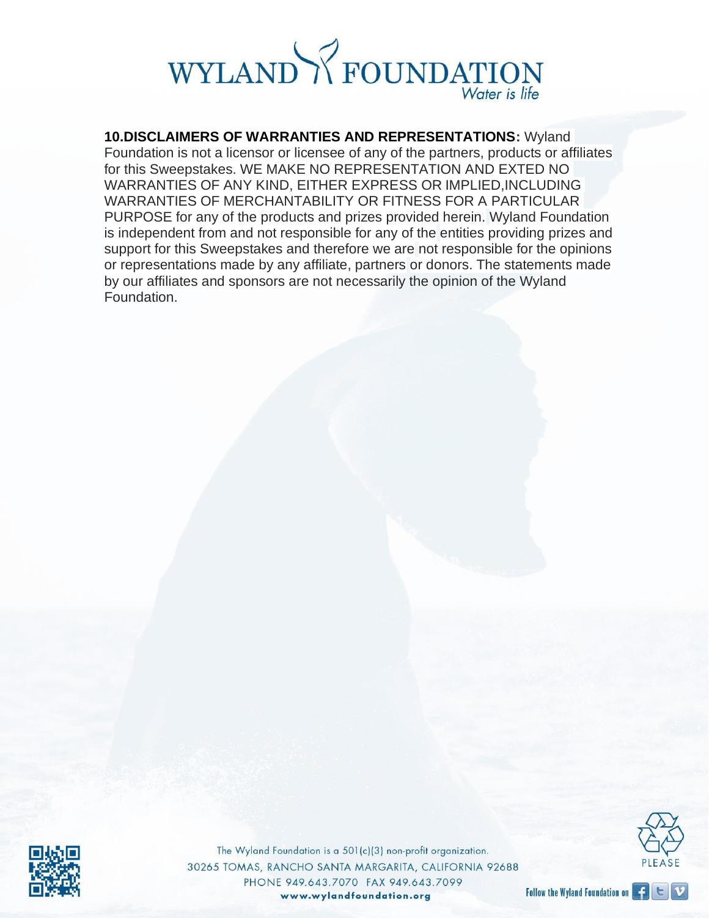**10.DISCLAIMERS OF WARRANTIES AND REPRESENTATIONS:** Wyland Foundation is not a licensor or licensee of any of the partners, products or affiliates for this Sweepstakes. WE MAKE NO REPRESENTATION AND EXTED NO WARRANTIES OF ANY KIND, EITHER EXPRESS OR IMPLIED,INCLUDING WARRANTIES OF MERCHANTABILITY OR FITNESS FOR A PARTICULAR PURPOSE for any of the products and prizes provided herein. Wyland Foundation is independent from and not responsible for any of the entities providing prizes and support for this Sweepstakes and therefore we are not responsible for the opinions or representations made by any affiliate, partners or donors. The statements made by our affiliates and sponsors are not necessarily the opinion of the Wyland Foundation.